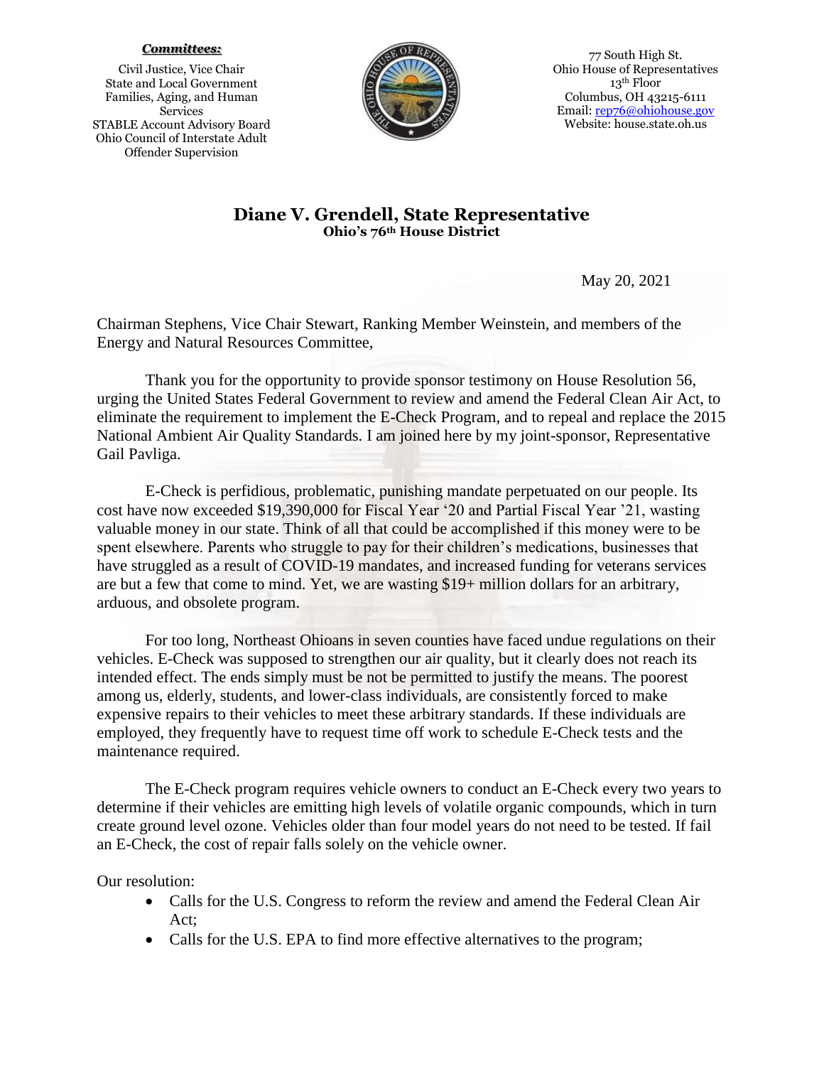***Committees:***

Civil Justice, Vice Chair
State and Local Government
Families, Aging, and Human Services
STABLE Account Advisory Board
Ohio Council of Interstate Adult Offender Supervision

77 South High St.
Ohio House of Representatives
13th Floor
Columbus, OH 43215-6111
Email: rep76@ohiohouse.gov
Website: house.state.oh.us

# Diane V. Grendell, State Representative

**Ohio's 76th House District**

May 20, 2021

Chairman Stephens, Vice Chair Stewart, Ranking Member Weinstein, and members of the Energy and Natural Resources Committee,

Thank you for the opportunity to provide sponsor testimony on House Resolution 56, urging the United States Federal Government to review and amend the Federal Clean Air Act, to eliminate the requirement to implement the E-Check Program, and to repeal and replace the 2015 National Ambient Air Quality Standards. I am joined here by my joint-sponsor, Representative Gail Pavliga.

E-Check is perfidious, problematic, punishing mandate perpetuated on our people. Its cost have now exceeded $19,390,000 for Fiscal Year '20 and Partial Fiscal Year '21, wasting valuable money in our state. Think of all that could be accomplished if this money were to be spent elsewhere. Parents who struggle to pay for their children's medications, businesses that have struggled as a result of COVID-19 mandates, and increased funding for veterans services are but a few that come to mind. Yet, we are wasting $19+ million dollars for an arbitrary, arduous, and obsolete program.

For too long, Northeast Ohioans in seven counties have faced undue regulations on their vehicles. E-Check was supposed to strengthen our air quality, but it clearly does not reach its intended effect. The ends simply must be not be permitted to justify the means. The poorest among us, elderly, students, and lower-class individuals, are consistently forced to make expensive repairs to their vehicles to meet these arbitrary standards. If these individuals are employed, they frequently have to request time off work to schedule E-Check tests and the maintenance required.

The E-Check program requires vehicle owners to conduct an E-Check every two years to determine if their vehicles are emitting high levels of volatile organic compounds, which in turn create ground level ozone. Vehicles older than four model years do not need to be tested. If fail an E-Check, the cost of repair falls solely on the vehicle owner.

Our resolution:

- Calls for the U.S. Congress to reform the review and amend the Federal Clean Air Act;
- Calls for the U.S. EPA to find more effective alternatives to the program;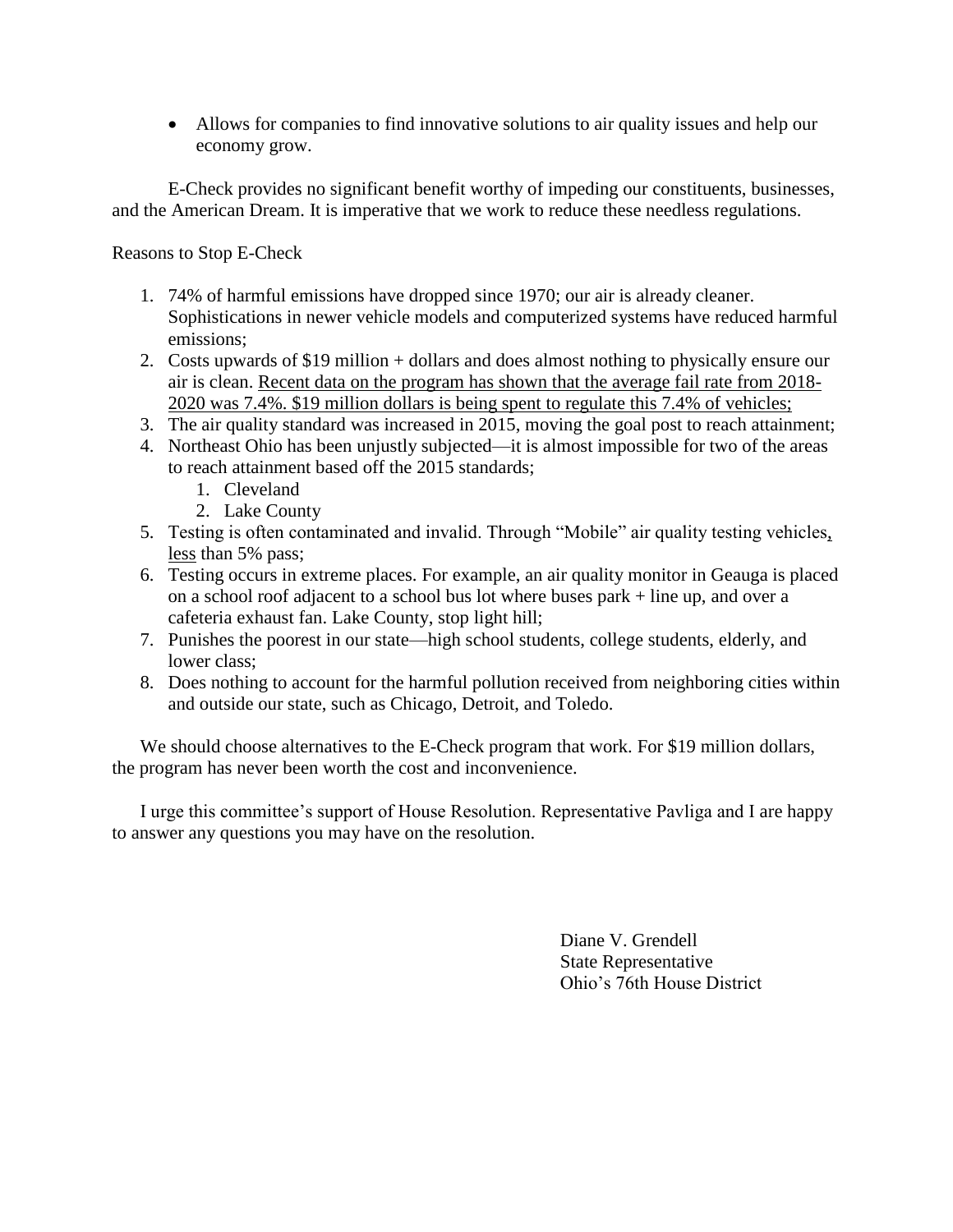- Allows for companies to find innovative solutions to air quality issues and help our economy grow.

E-Check provides no significant benefit worthy of impeding our constituents, businesses, and the American Dream. It is imperative that we work to reduce these needless regulations.

Reasons to Stop E-Check

1. 74% of harmful emissions have dropped since 1970; our air is already cleaner. Sophistications in newer vehicle models and computerized systems have reduced harmful emissions;
2. Costs upwards of $19 million + dollars and does almost nothing to physically ensure our air is clean. <u>Recent data on the program has shown that the average fail rate from 2018-2020 was 7.4%. $19 million dollars is being spent to regulate this 7.4% of vehicles;</u>
3. The air quality standard was increased in 2015, moving the goal post to reach attainment;
4. Northeast Ohio has been unjustly subjected—it is almost impossible for two of the areas to reach attainment based off the 2015 standards;
    1. Cleveland
    2. Lake County
5. Testing is often contaminated and invalid. Through "Mobile" air quality testing vehicles, <u>less</u> than 5% pass;
6. Testing occurs in extreme places. For example, an air quality monitor in Geauga is placed on a school roof adjacent to a school bus lot where buses park + line up, and over a cafeteria exhaust fan. Lake County, stop light hill;
7. Punishes the poorest in our state—high school students, college students, elderly, and lower class;
8. Does nothing to account for the harmful pollution received from neighboring cities within and outside our state, such as Chicago, Detroit, and Toledo.

We should choose alternatives to the E-Check program that work. For $19 million dollars, the program has never been worth the cost and inconvenience.

I urge this committee's support of House Resolution. Representative Pavliga and I are happy to answer any questions you may have on the resolution.

Diane V. Grendell
State Representative
Ohio's 76th House District